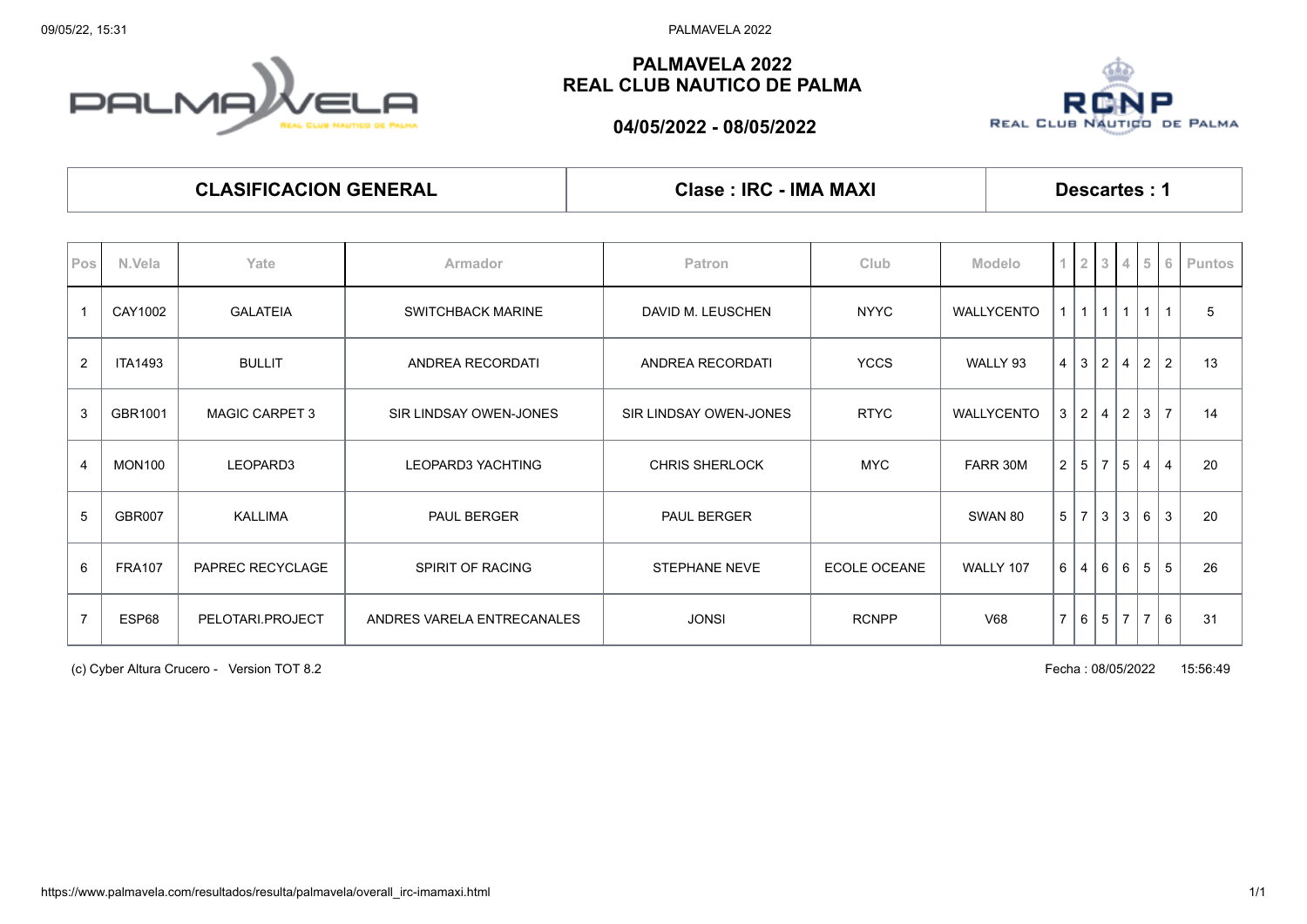# PALMAVELA 2022
# REAL CLUB NAUTICO DE PALMA

## 04/05/2022 - 08/05/2022

| CLASIFICACION GENERAL | Clase : IRC - IMA MAXI | Descartes : 1 |
|---|---|---|

| Pos | N.Vela | Yate | Armador | Patron | Club | Modelo | 1 | 2 | 3 | 4 | 5 | 6 | Puntos |
|---|---|---|---|---|---|---|---|---|---|---|---|---|---|
| 1 | CAY1002 | GALATEIA | SWITCHBACK MARINE | DAVID M. LEUSCHEN | NYYC | WALLYCENTO | 1 | 1 | 1 | 1 | 1 | 1 | 5 |
| 2 | ITA1493 | BULLIT | ANDREA RECORDATI | ANDREA RECORDATI | YCCS | WALLY 93 | 4 | 3 | 2 | 4 | 2 | 2 | 13 |
| 3 | GBR1001 | MAGIC CARPET 3 | SIR LINDSAY OWEN-JONES | SIR LINDSAY OWEN-JONES | RTYC | WALLYCENTO | 3 | 2 | 4 | 2 | 3 | 7 | 14 |
| 4 | MON100 | LEOPARD3 | LEOPARD3 YACHTING | CHRIS SHERLOCK | MYC | FARR 30M | 2 | 5 | 7 | 5 | 4 | 4 | 20 |
| 5 | GBR007 | KALLIMA | PAUL BERGER | PAUL BERGER | | SWAN 80 | 5 | 7 | 3 | 3 | 6 | 3 | 20 |
| 6 | FRA107 | PAPREC RECYCLAGE | SPIRIT OF RACING | STEPHANE NEVE | ECOLE OCEANE | WALLY 107 | 6 | 4 | 6 | 6 | 5 | 5 | 26 |
| 7 | ESP68 | PELOTARI.PROJECT | ANDRES VARELA ENTRECANALES | JONSI | RCNPP | V68 | 7 | 6 | 5 | 7 | 7 | 6 | 31 |

(c) Cyber Altura Crucero - Version TOT 8.2

Fecha : 08/05/2022 15:56:49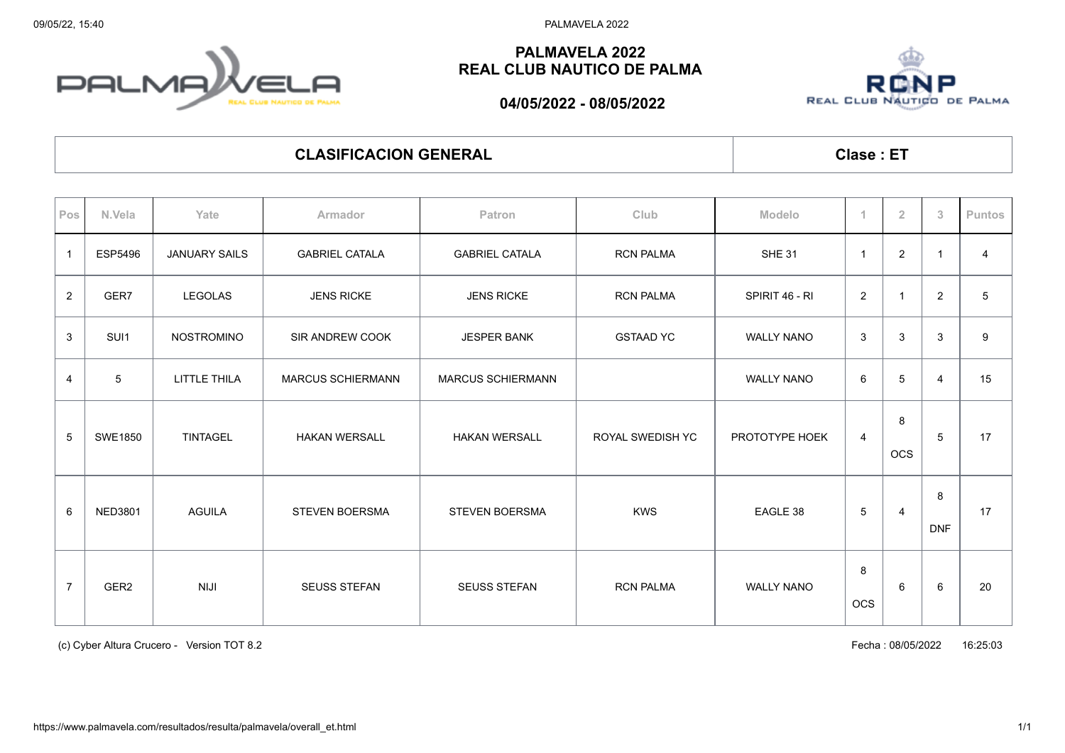# PALMAVELA 2022
# REAL CLUB NAUTICO DE PALMA

## 04/05/2022 - 08/05/2022

| CLASIFICACION GENERAL | Clase : ET |
|---|---|

| Pos | N.Vela | Yate | Armador | Patron | Club | Modelo | 1 | 2 | 3 | Puntos |
|---|---|---|---|---|---|---|---|---|---|---|
| 1 | ESP5496 | JANUARY SAILS | GABRIEL CATALA | GABRIEL CATALA | RCN PALMA | SHE 31 | 1 | 2 | 1 | 4 |
| 2 | GER7 | LEGOLAS | JENS RICKE | JENS RICKE | RCN PALMA | SPIRIT 46 - RI | 2 | 1 | 2 | 5 |
| 3 | SUI1 | NOSTROMINO | SIR ANDREW COOK | JESPER BANK | GSTAAD YC | WALLY NANO | 3 | 3 | 3 | 9 |
| 4 | 5 | LITTLE THILA | MARCUS SCHIERMANN | MARCUS SCHIERMANN | | WALLY NANO | 6 | 5 | 4 | 15 |
| 5 | SWE1850 | TINTAGEL | HAKAN WERSALL | HAKAN WERSALL | ROYAL SWEDISH YC | PROTOTYPE HOEK | 4 | 8 OCS | 5 | 17 |
| 6 | NED3801 | AGUILA | STEVEN BOERSMA | STEVEN BOERSMA | KWS | EAGLE 38 | 5 | 4 | 8 DNF | 17 |
| 7 | GER2 | NIJI | SEUSS STEFAN | SEUSS STEFAN | RCN PALMA | WALLY NANO | 8 OCS | 6 | 6 | 20 |

(c) Cyber Altura Crucero - Version TOT 8.2

Fecha : 08/05/2022 16:25:03